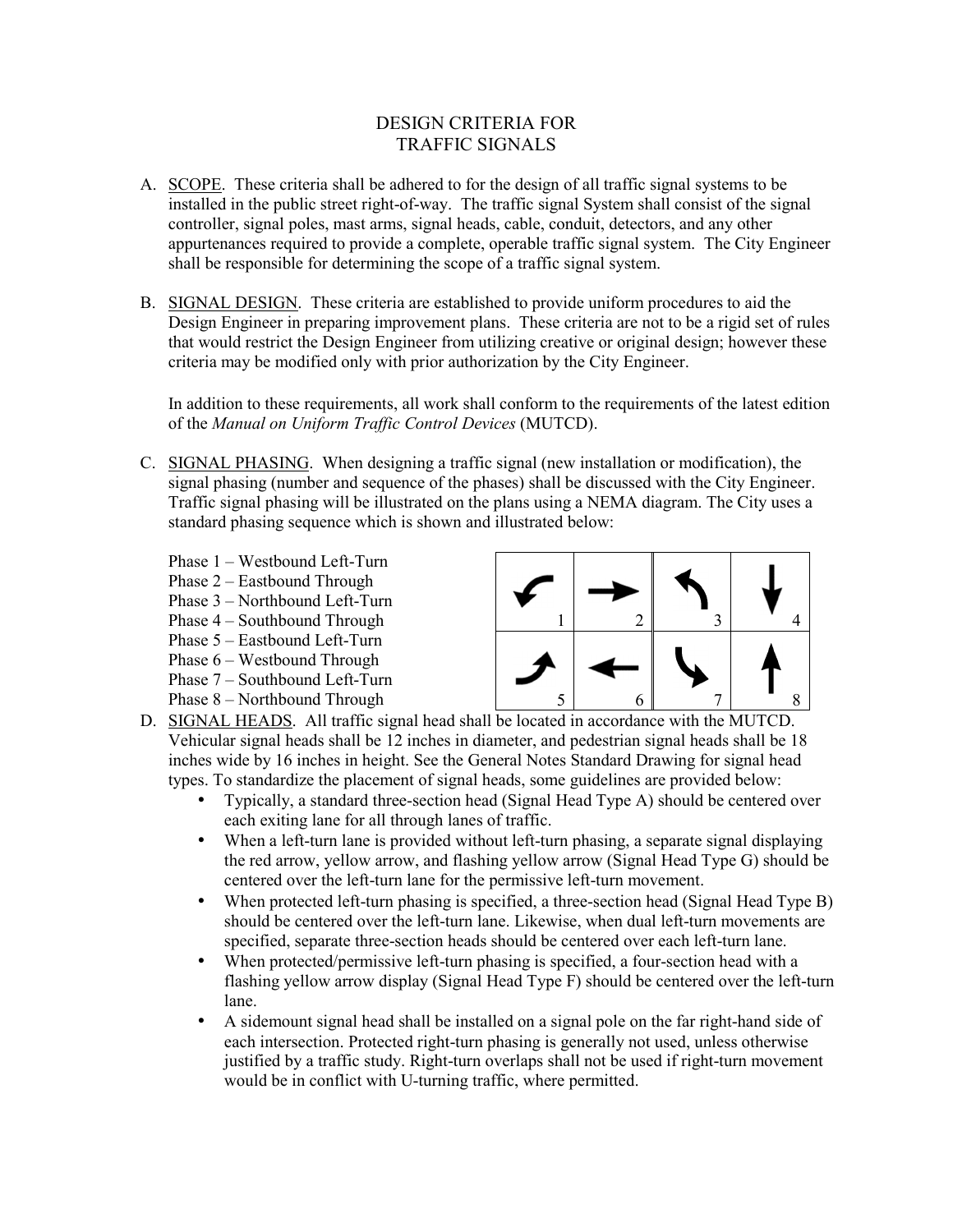# DESIGN CRITERIA FOR TRAFFIC SIGNALS

A. SCOPE. These criteria shall be adhered to for the design of all traffic signal systems to be installed in the public street right-of-way. The traffic signal System shall consist of the signal controller, signal poles, mast arms, signal heads, cable, conduit, detectors, and any other appurtenances required to provide a complete, operable traffic signal system. The City Engineer shall be responsible for determining the scope of a traffic signal system.

B. SIGNAL DESIGN. These criteria are established to provide uniform procedures to aid the Design Engineer in preparing improvement plans. These criteria are not to be a rigid set of rules that would restrict the Design Engineer from utilizing creative or original design; however these criteria may be modified only with prior authorization by the City Engineer.

In addition to these requirements, all work shall conform to the requirements of the latest edition of the *Manual on Uniform Traffic Control Devices* (MUTCD).

C. SIGNAL PHASING. When designing a traffic signal (new installation or modification), the signal phasing (number and sequence of the phases) shall be discussed with the City Engineer. Traffic signal phasing will be illustrated on the plans using a NEMA diagram. The City uses a standard phasing sequence which is shown and illustrated below:

Phase 1 – Westbound Left-Turn
Phase 2 – Eastbound Through
Phase 3 – Northbound Left-Turn
Phase 4 – Southbound Through
Phase 5 – Eastbound Left-Turn
Phase 6 – Westbound Through
Phase 7 – Southbound Left-Turn
Phase 8 – Northbound Through

| ↰ 1 | → 2 | ↰ 3 | ↓ 4 |
|---|---|---|---|
| ↱ 5 | ← 6 | ↳ 7 | ↑ 8 |

D. SIGNAL HEADS. All traffic signal head shall be located in accordance with the MUTCD. Vehicular signal heads shall be 12 inches in diameter, and pedestrian signal heads shall be 18 inches wide by 16 inches in height. See the General Notes Standard Drawing for signal head types. To standardize the placement of signal heads, some guidelines are provided below:

- Typically, a standard three-section head (Signal Head Type A) should be centered over each exiting lane for all through lanes of traffic.
- When a left-turn lane is provided without left-turn phasing, a separate signal displaying the red arrow, yellow arrow, and flashing yellow arrow (Signal Head Type G) should be centered over the left-turn lane for the permissive left-turn movement.
- When protected left-turn phasing is specified, a three-section head (Signal Head Type B) should be centered over the left-turn lane. Likewise, when dual left-turn movements are specified, separate three-section heads should be centered over each left-turn lane.
- When protected/permissive left-turn phasing is specified, a four-section head with a flashing yellow arrow display (Signal Head Type F) should be centered over the left-turn lane.
- A sidemount signal head shall be installed on a signal pole on the far right-hand side of each intersection. Protected right-turn phasing is generally not used, unless otherwise justified by a traffic study. Right-turn overlaps shall not be used if right-turn movement would be in conflict with U-turning traffic, where permitted.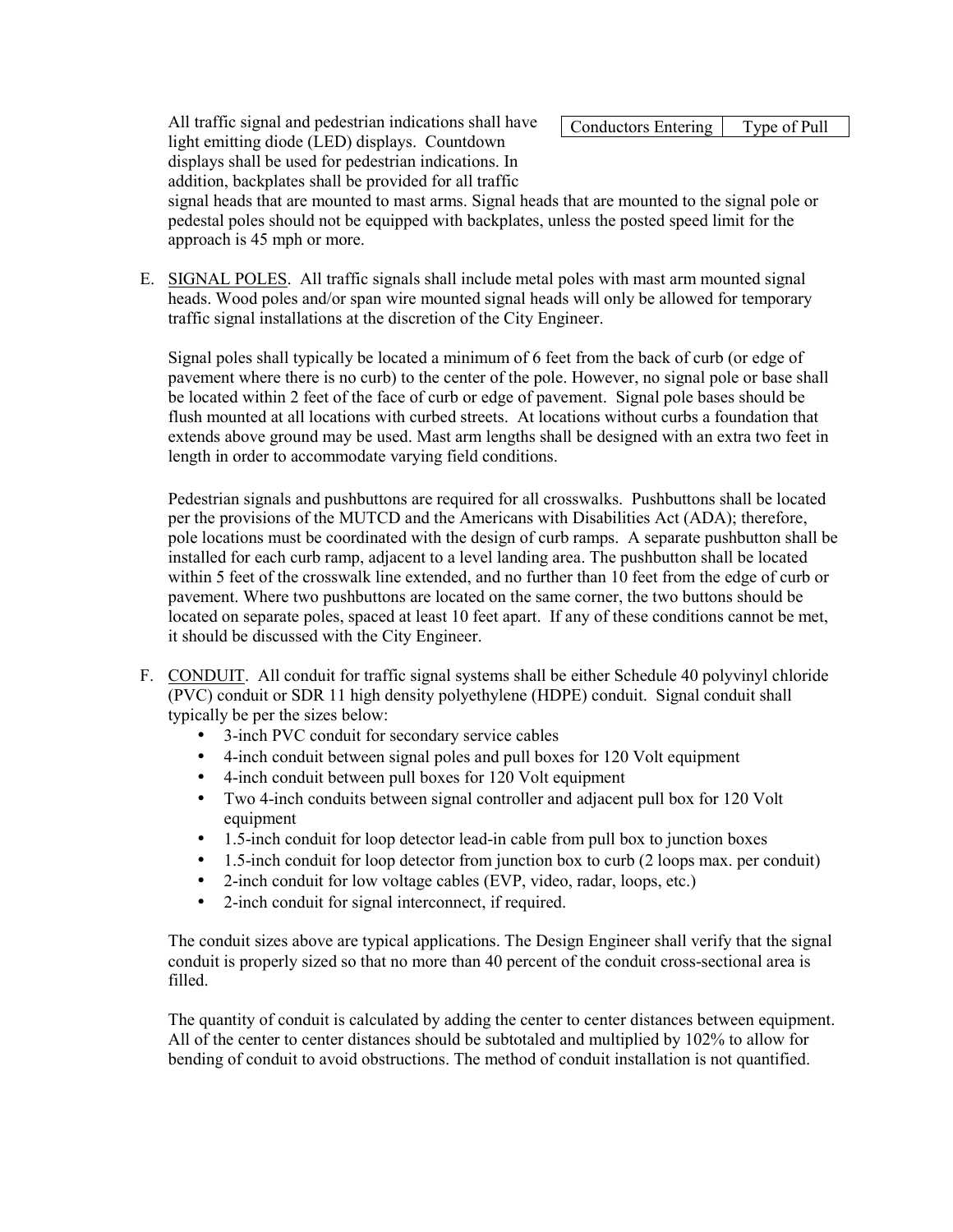| Conductors Entering | Type of Pull |
|---|---|

All traffic signal and pedestrian indications shall have light emitting diode (LED) displays. Countdown displays shall be used for pedestrian indications. In addition, backplates shall be provided for all traffic signal heads that are mounted to mast arms. Signal heads that are mounted to the signal pole or pedestal poles should not be equipped with backplates, unless the posted speed limit for the approach is 45 mph or more.

E. <u>SIGNAL POLES</u>. All traffic signals shall include metal poles with mast arm mounted signal heads. Wood poles and/or span wire mounted signal heads will only be allowed for temporary traffic signal installations at the discretion of the City Engineer.

Signal poles shall typically be located a minimum of 6 feet from the back of curb (or edge of pavement where there is no curb) to the center of the pole. However, no signal pole or base shall be located within 2 feet of the face of curb or edge of pavement. Signal pole bases should be flush mounted at all locations with curbed streets. At locations without curbs a foundation that extends above ground may be used. Mast arm lengths shall be designed with an extra two feet in length in order to accommodate varying field conditions.

Pedestrian signals and pushbuttons are required for all crosswalks. Pushbuttons shall be located per the provisions of the MUTCD and the Americans with Disabilities Act (ADA); therefore, pole locations must be coordinated with the design of curb ramps. A separate pushbutton shall be installed for each curb ramp, adjacent to a level landing area. The pushbutton shall be located within 5 feet of the crosswalk line extended, and no further than 10 feet from the edge of curb or pavement. Where two pushbuttons are located on the same corner, the two buttons should be located on separate poles, spaced at least 10 feet apart. If any of these conditions cannot be met, it should be discussed with the City Engineer.

F. <u>CONDUIT</u>. All conduit for traffic signal systems shall be either Schedule 40 polyvinyl chloride (PVC) conduit or SDR 11 high density polyethylene (HDPE) conduit. Signal conduit shall typically be per the sizes below:

- 3-inch PVC conduit for secondary service cables
- 4-inch conduit between signal poles and pull boxes for 120 Volt equipment
- 4-inch conduit between pull boxes for 120 Volt equipment
- Two 4-inch conduits between signal controller and adjacent pull box for 120 Volt equipment
- 1.5-inch conduit for loop detector lead-in cable from pull box to junction boxes
- 1.5-inch conduit for loop detector from junction box to curb (2 loops max. per conduit)
- 2-inch conduit for low voltage cables (EVP, video, radar, loops, etc.)
- 2-inch conduit for signal interconnect, if required.

The conduit sizes above are typical applications. The Design Engineer shall verify that the signal conduit is properly sized so that no more than 40 percent of the conduit cross-sectional area is filled.

The quantity of conduit is calculated by adding the center to center distances between equipment. All of the center to center distances should be subtotaled and multiplied by 102% to allow for bending of conduit to avoid obstructions. The method of conduit installation is not quantified.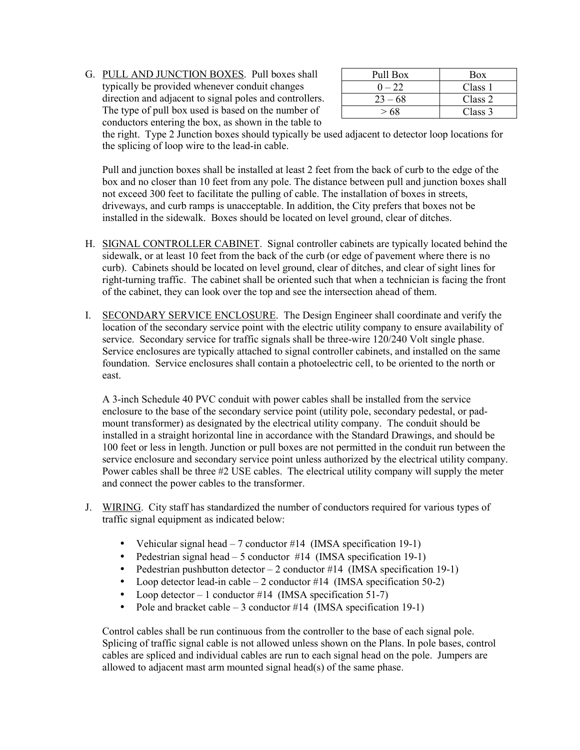G. PULL AND JUNCTION BOXES. Pull boxes shall typically be provided whenever conduit changes direction and adjacent to signal poles and controllers. The type of pull box used is based on the number of conductors entering the box, as shown in the table to the right. Type 2 Junction boxes should typically be used adjacent to detector loop locations for the splicing of loop wire to the lead-in cable.

| Pull Box | Box |
| --- | --- |
| 0 – 22 | Class 1 |
| 23 – 68 | Class 2 |
| > 68 | Class 3 |

Pull and junction boxes shall be installed at least 2 feet from the back of curb to the edge of the box and no closer than 10 feet from any pole. The distance between pull and junction boxes shall not exceed 300 feet to facilitate the pulling of cable. The installation of boxes in streets, driveways, and curb ramps is unacceptable. In addition, the City prefers that boxes not be installed in the sidewalk. Boxes should be located on level ground, clear of ditches.

H. SIGNAL CONTROLLER CABINET. Signal controller cabinets are typically located behind the sidewalk, or at least 10 feet from the back of the curb (or edge of pavement where there is no curb). Cabinets should be located on level ground, clear of ditches, and clear of sight lines for right-turning traffic. The cabinet shall be oriented such that when a technician is facing the front of the cabinet, they can look over the top and see the intersection ahead of them.

I. SECONDARY SERVICE ENCLOSURE. The Design Engineer shall coordinate and verify the location of the secondary service point with the electric utility company to ensure availability of service. Secondary service for traffic signals shall be three-wire 120/240 Volt single phase. Service enclosures are typically attached to signal controller cabinets, and installed on the same foundation. Service enclosures shall contain a photoelectric cell, to be oriented to the north or east.

A 3-inch Schedule 40 PVC conduit with power cables shall be installed from the service enclosure to the base of the secondary service point (utility pole, secondary pedestal, or pad-mount transformer) as designated by the electrical utility company. The conduit should be installed in a straight horizontal line in accordance with the Standard Drawings, and should be 100 feet or less in length. Junction or pull boxes are not permitted in the conduit run between the service enclosure and secondary service point unless authorized by the electrical utility company. Power cables shall be three #2 USE cables. The electrical utility company will supply the meter and connect the power cables to the transformer.

J. WIRING. City staff has standardized the number of conductors required for various types of traffic signal equipment as indicated below:

- Vehicular signal head – 7 conductor #14 (IMSA specification 19-1)
- Pedestrian signal head – 5 conductor #14 (IMSA specification 19-1)
- Pedestrian pushbutton detector – 2 conductor #14 (IMSA specification 19-1)
- Loop detector lead-in cable – 2 conductor #14 (IMSA specification 50-2)
- Loop detector – 1 conductor #14 (IMSA specification 51-7)
- Pole and bracket cable – 3 conductor #14 (IMSA specification 19-1)

Control cables shall be run continuous from the controller to the base of each signal pole. Splicing of traffic signal cable is not allowed unless shown on the Plans. In pole bases, control cables are spliced and individual cables are run to each signal head on the pole. Jumpers are allowed to adjacent mast arm mounted signal head(s) of the same phase.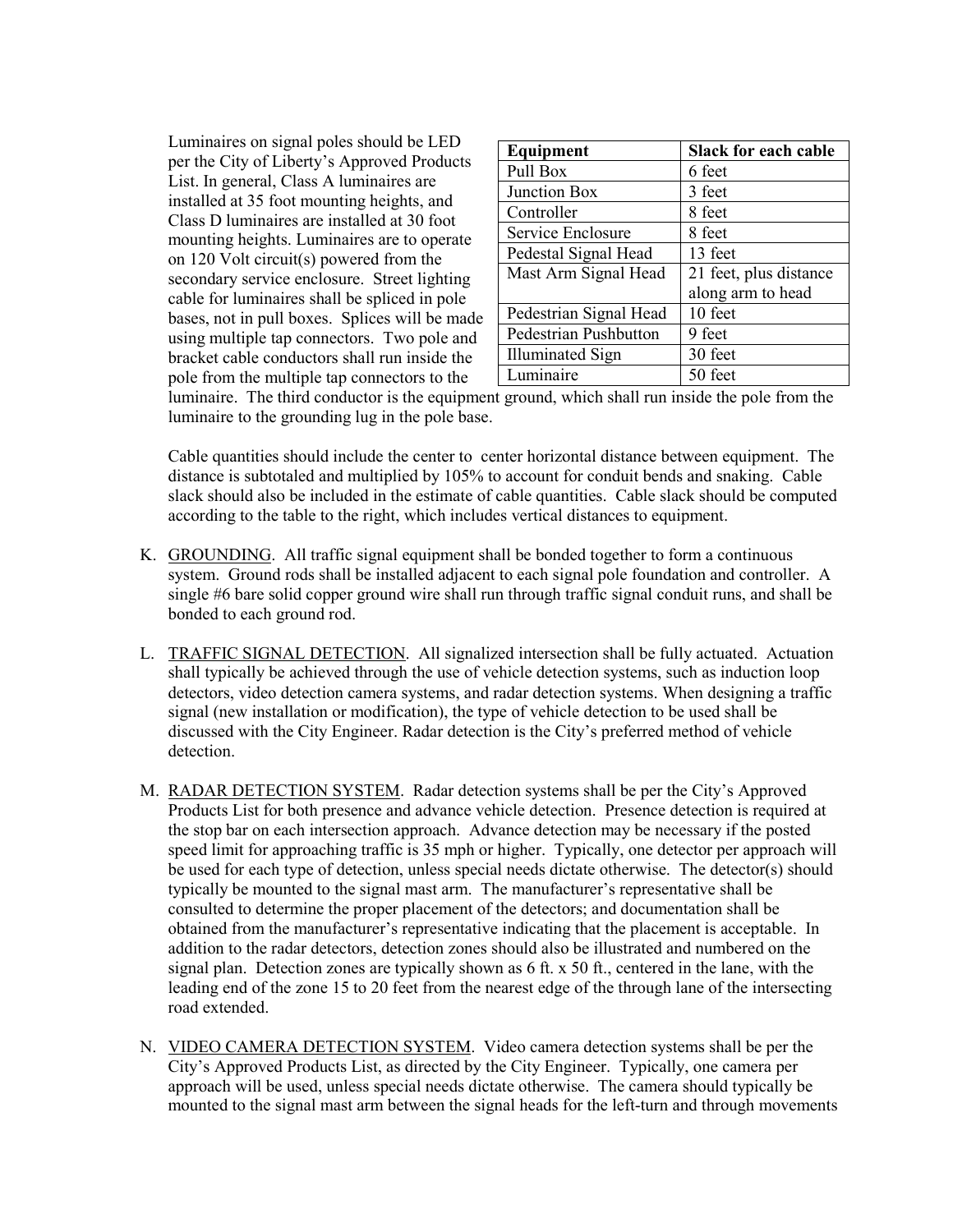Luminaires on signal poles should be LED per the City of Liberty's Approved Products List. In general, Class A luminaires are installed at 35 foot mounting heights, and Class D luminaires are installed at 30 foot mounting heights. Luminaires are to operate on 120 Volt circuit(s) powered from the secondary service enclosure. Street lighting cable for luminaires shall be spliced in pole bases, not in pull boxes. Splices will be made using multiple tap connectors. Two pole and bracket cable conductors shall run inside the pole from the multiple tap connectors to the luminaire. The third conductor is the equipment ground, which shall run inside the pole from the luminaire to the grounding lug in the pole base.

| Equipment | Slack for each cable |
|---|---|
| Pull Box | 6 feet |
| Junction Box | 3 feet |
| Controller | 8 feet |
| Service Enclosure | 8 feet |
| Pedestal Signal Head | 13 feet |
| Mast Arm Signal Head | 21 feet, plus distance along arm to head |
| Pedestrian Signal Head | 10 feet |
| Pedestrian Pushbutton | 9 feet |
| Illuminated Sign | 30 feet |
| Luminaire | 50 feet |

Cable quantities should include the center to center horizontal distance between equipment. The distance is subtotaled and multiplied by 105% to account for conduit bends and snaking. Cable slack should also be included in the estimate of cable quantities. Cable slack should be computed according to the table to the right, which includes vertical distances to equipment.

K. GROUNDING. All traffic signal equipment shall be bonded together to form a continuous system. Ground rods shall be installed adjacent to each signal pole foundation and controller. A single #6 bare solid copper ground wire shall run through traffic signal conduit runs, and shall be bonded to each ground rod.

L. TRAFFIC SIGNAL DETECTION. All signalized intersection shall be fully actuated. Actuation shall typically be achieved through the use of vehicle detection systems, such as induction loop detectors, video detection camera systems, and radar detection systems. When designing a traffic signal (new installation or modification), the type of vehicle detection to be used shall be discussed with the City Engineer. Radar detection is the City's preferred method of vehicle detection.

M. RADAR DETECTION SYSTEM. Radar detection systems shall be per the City's Approved Products List for both presence and advance vehicle detection. Presence detection is required at the stop bar on each intersection approach. Advance detection may be necessary if the posted speed limit for approaching traffic is 35 mph or higher. Typically, one detector per approach will be used for each type of detection, unless special needs dictate otherwise. The detector(s) should typically be mounted to the signal mast arm. The manufacturer's representative shall be consulted to determine the proper placement of the detectors; and documentation shall be obtained from the manufacturer's representative indicating that the placement is acceptable. In addition to the radar detectors, detection zones should also be illustrated and numbered on the signal plan. Detection zones are typically shown as 6 ft. x 50 ft., centered in the lane, with the leading end of the zone 15 to 20 feet from the nearest edge of the through lane of the intersecting road extended.

N. VIDEO CAMERA DETECTION SYSTEM. Video camera detection systems shall be per the City's Approved Products List, as directed by the City Engineer. Typically, one camera per approach will be used, unless special needs dictate otherwise. The camera should typically be mounted to the signal mast arm between the signal heads for the left-turn and through movements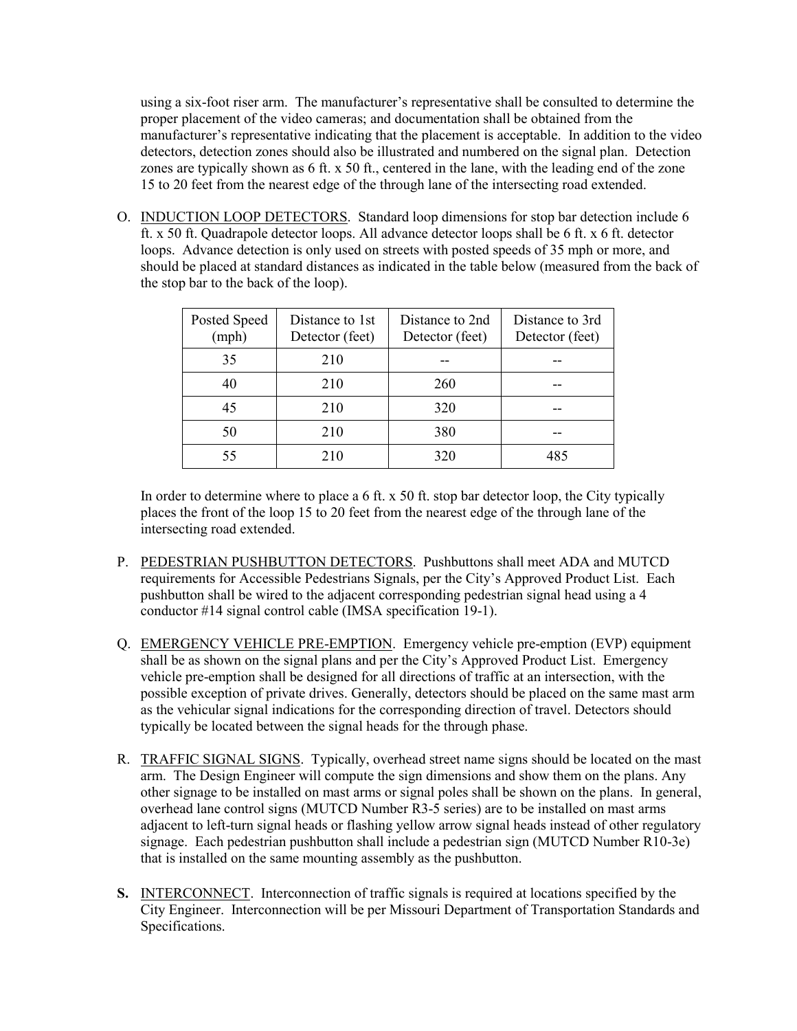using a six-foot riser arm. The manufacturer's representative shall be consulted to determine the proper placement of the video cameras; and documentation shall be obtained from the manufacturer's representative indicating that the placement is acceptable. In addition to the video detectors, detection zones should also be illustrated and numbered on the signal plan. Detection zones are typically shown as 6 ft. x 50 ft., centered in the lane, with the leading end of the zone 15 to 20 feet from the nearest edge of the through lane of the intersecting road extended.

O. INDUCTION LOOP DETECTORS. Standard loop dimensions for stop bar detection include 6 ft. x 50 ft. Quadrapole detector loops. All advance detector loops shall be 6 ft. x 6 ft. detector loops. Advance detection is only used on streets with posted speeds of 35 mph or more, and should be placed at standard distances as indicated in the table below (measured from the back of the stop bar to the back of the loop).

| Posted Speed (mph) | Distance to 1st Detector (feet) | Distance to 2nd Detector (feet) | Distance to 3rd Detector (feet) |
|---|---|---|---|
| 35 | 210 | -- | -- |
| 40 | 210 | 260 | -- |
| 45 | 210 | 320 | -- |
| 50 | 210 | 380 | -- |
| 55 | 210 | 320 | 485 |

In order to determine where to place a 6 ft. x 50 ft. stop bar detector loop, the City typically places the front of the loop 15 to 20 feet from the nearest edge of the through lane of the intersecting road extended.

P. PEDESTRIAN PUSHBUTTON DETECTORS. Pushbuttons shall meet ADA and MUTCD requirements for Accessible Pedestrians Signals, per the City's Approved Product List. Each pushbutton shall be wired to the adjacent corresponding pedestrian signal head using a 4 conductor #14 signal control cable (IMSA specification 19-1).

Q. EMERGENCY VEHICLE PRE-EMPTION. Emergency vehicle pre-emption (EVP) equipment shall be as shown on the signal plans and per the City's Approved Product List. Emergency vehicle pre-emption shall be designed for all directions of traffic at an intersection, with the possible exception of private drives. Generally, detectors should be placed on the same mast arm as the vehicular signal indications for the corresponding direction of travel. Detectors should typically be located between the signal heads for the through phase.

R. TRAFFIC SIGNAL SIGNS. Typically, overhead street name signs should be located on the mast arm. The Design Engineer will compute the sign dimensions and show them on the plans. Any other signage to be installed on mast arms or signal poles shall be shown on the plans. In general, overhead lane control signs (MUTCD Number R3-5 series) are to be installed on mast arms adjacent to left-turn signal heads or flashing yellow arrow signal heads instead of other regulatory signage. Each pedestrian pushbutton shall include a pedestrian sign (MUTCD Number R10-3e) that is installed on the same mounting assembly as the pushbutton.

**S.** INTERCONNECT. Interconnection of traffic signals is required at locations specified by the City Engineer. Interconnection will be per Missouri Department of Transportation Standards and Specifications.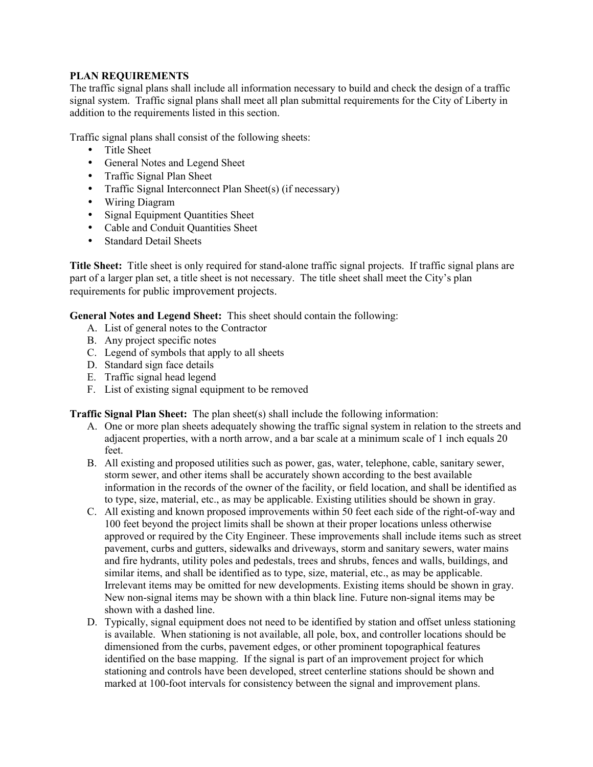## PLAN REQUIREMENTS

The traffic signal plans shall include all information necessary to build and check the design of a traffic signal system. Traffic signal plans shall meet all plan submittal requirements for the City of Liberty in addition to the requirements listed in this section.

Traffic signal plans shall consist of the following sheets:

- Title Sheet
- General Notes and Legend Sheet
- Traffic Signal Plan Sheet
- Traffic Signal Interconnect Plan Sheet(s) (if necessary)
- Wiring Diagram
- Signal Equipment Quantities Sheet
- Cable and Conduit Quantities Sheet
- Standard Detail Sheets

**Title Sheet:** Title sheet is only required for stand-alone traffic signal projects. If traffic signal plans are part of a larger plan set, a title sheet is not necessary. The title sheet shall meet the City's plan requirements for public improvement projects.

**General Notes and Legend Sheet:** This sheet should contain the following:

A. List of general notes to the Contractor
B. Any project specific notes
C. Legend of symbols that apply to all sheets
D. Standard sign face details
E. Traffic signal head legend
F. List of existing signal equipment to be removed

**Traffic Signal Plan Sheet:** The plan sheet(s) shall include the following information:

A. One or more plan sheets adequately showing the traffic signal system in relation to the streets and adjacent properties, with a north arrow, and a bar scale at a minimum scale of 1 inch equals 20 feet.
B. All existing and proposed utilities such as power, gas, water, telephone, cable, sanitary sewer, storm sewer, and other items shall be accurately shown according to the best available information in the records of the owner of the facility, or field location, and shall be identified as to type, size, material, etc., as may be applicable. Existing utilities should be shown in gray.
C. All existing and known proposed improvements within 50 feet each side of the right-of-way and 100 feet beyond the project limits shall be shown at their proper locations unless otherwise approved or required by the City Engineer. These improvements shall include items such as street pavement, curbs and gutters, sidewalks and driveways, storm and sanitary sewers, water mains and fire hydrants, utility poles and pedestals, trees and shrubs, fences and walls, buildings, and similar items, and shall be identified as to type, size, material, etc., as may be applicable. Irrelevant items may be omitted for new developments. Existing items should be shown in gray. New non-signal items may be shown with a thin black line. Future non-signal items may be shown with a dashed line.
D. Typically, signal equipment does not need to be identified by station and offset unless stationing is available. When stationing is not available, all pole, box, and controller locations should be dimensioned from the curbs, pavement edges, or other prominent topographical features identified on the base mapping. If the signal is part of an improvement project for which stationing and controls have been developed, street centerline stations should be shown and marked at 100-foot intervals for consistency between the signal and improvement plans.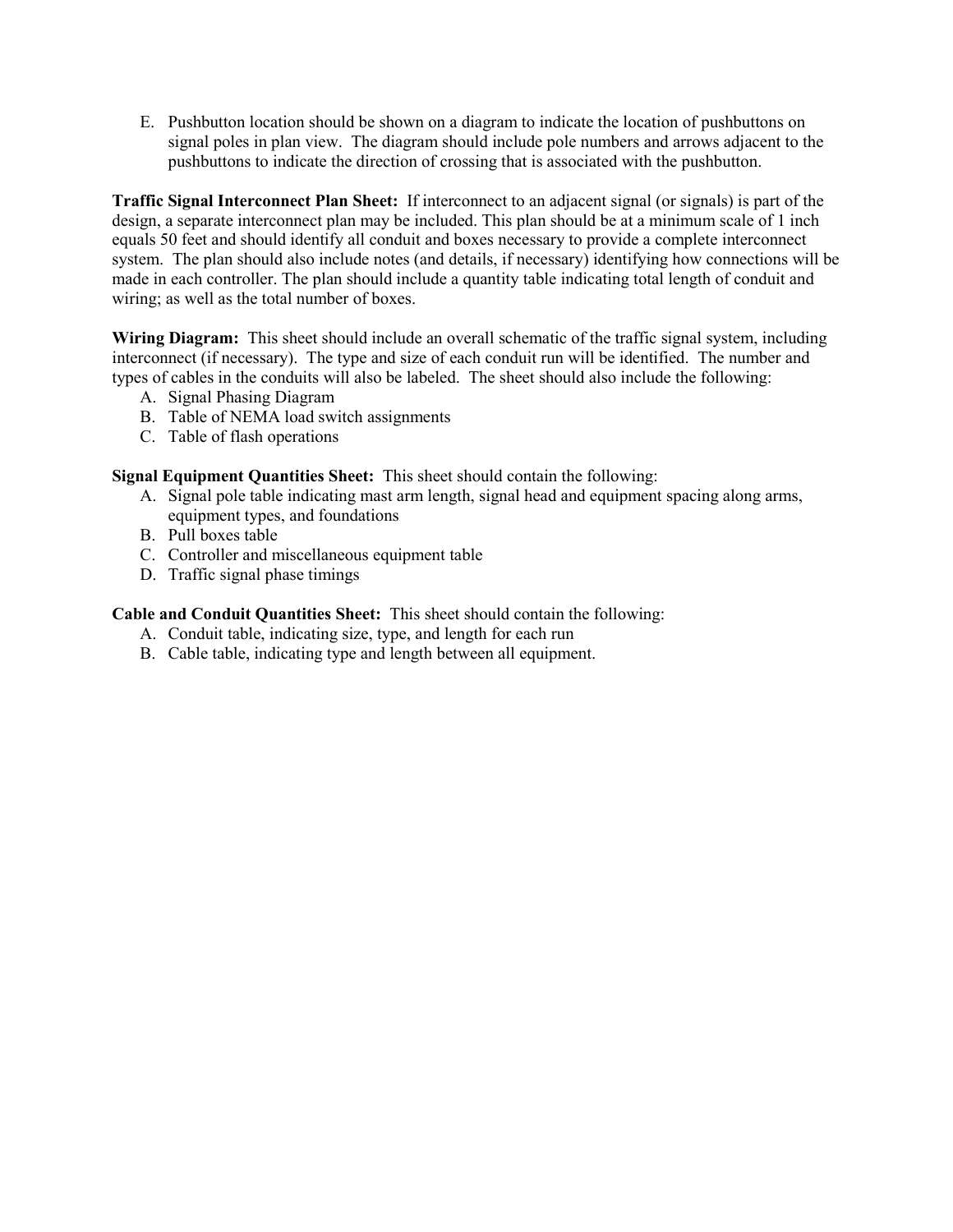E. Pushbutton location should be shown on a diagram to indicate the location of pushbuttons on signal poles in plan view. The diagram should include pole numbers and arrows adjacent to the pushbuttons to indicate the direction of crossing that is associated with the pushbutton.

**Traffic Signal Interconnect Plan Sheet:** If interconnect to an adjacent signal (or signals) is part of the design, a separate interconnect plan may be included. This plan should be at a minimum scale of 1 inch equals 50 feet and should identify all conduit and boxes necessary to provide a complete interconnect system. The plan should also include notes (and details, if necessary) identifying how connections will be made in each controller. The plan should include a quantity table indicating total length of conduit and wiring; as well as the total number of boxes.

**Wiring Diagram:** This sheet should include an overall schematic of the traffic signal system, including interconnect (if necessary). The type and size of each conduit run will be identified. The number and types of cables in the conduits will also be labeled. The sheet should also include the following:

A. Signal Phasing Diagram
B. Table of NEMA load switch assignments
C. Table of flash operations

**Signal Equipment Quantities Sheet:** This sheet should contain the following:

A. Signal pole table indicating mast arm length, signal head and equipment spacing along arms, equipment types, and foundations
B. Pull boxes table
C. Controller and miscellaneous equipment table
D. Traffic signal phase timings

**Cable and Conduit Quantities Sheet:** This sheet should contain the following:

A. Conduit table, indicating size, type, and length for each run
B. Cable table, indicating type and length between all equipment.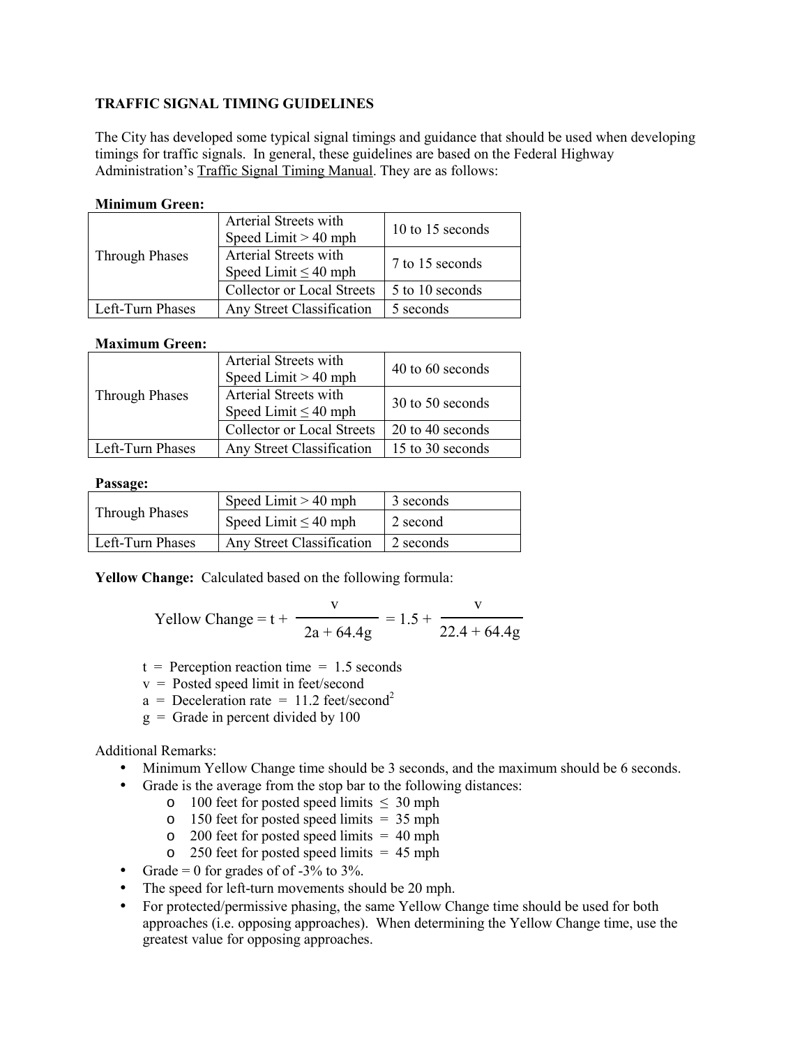**TRAFFIC SIGNAL TIMING GUIDELINES**

The City has developed some typical signal timings and guidance that should be used when developing timings for traffic signals. In general, these guidelines are based on the Federal Highway Administration's Traffic Signal Timing Manual. They are as follows:

**Minimum Green:**

| | | |
|---|---|---|
| Through Phases | Arterial Streets with Speed Limit > 40 mph | 10 to 15 seconds |
| | Arterial Streets with Speed Limit ≤ 40 mph | 7 to 15 seconds |
| | Collector or Local Streets | 5 to 10 seconds |
| Left-Turn Phases | Any Street Classification | 5 seconds |

**Maximum Green:**

| | | |
|---|---|---|
| Through Phases | Arterial Streets with Speed Limit > 40 mph | 40 to 60 seconds |
| | Arterial Streets with Speed Limit ≤ 40 mph | 30 to 50 seconds |
| | Collector or Local Streets | 20 to 40 seconds |
| Left-Turn Phases | Any Street Classification | 15 to 30 seconds |

**Passage:**

| | | |
|---|---|---|
| Through Phases | Speed Limit > 40 mph | 3 seconds |
| | Speed Limit ≤ 40 mph | 2 second |
| Left-Turn Phases | Any Street Classification | 2 seconds |

**Yellow Change:** Calculated based on the following formula:

$$\text{Yellow Change} = t + \frac{v}{2a + 64.4g} = 1.5 + \frac{v}{22.4 + 64.4g}$$

$t$ = Perception reaction time = 1.5 seconds
$v$ = Posted speed limit in feet/second
$a$ = Deceleration rate = 11.2 feet/second$^2$
$g$ = Grade in percent divided by 100

Additional Remarks:

- Minimum Yellow Change time should be 3 seconds, and the maximum should be 6 seconds.
- Grade is the average from the stop bar to the following distances:
  - 100 feet for posted speed limits ≤ 30 mph
  - 150 feet for posted speed limits = 35 mph
  - 200 feet for posted speed limits = 40 mph
  - 250 feet for posted speed limits = 45 mph
- Grade = 0 for grades of of -3% to 3%.
- The speed for left-turn movements should be 20 mph.
- For protected/permissive phasing, the same Yellow Change time should be used for both approaches (i.e. opposing approaches). When determining the Yellow Change time, use the greatest value for opposing approaches.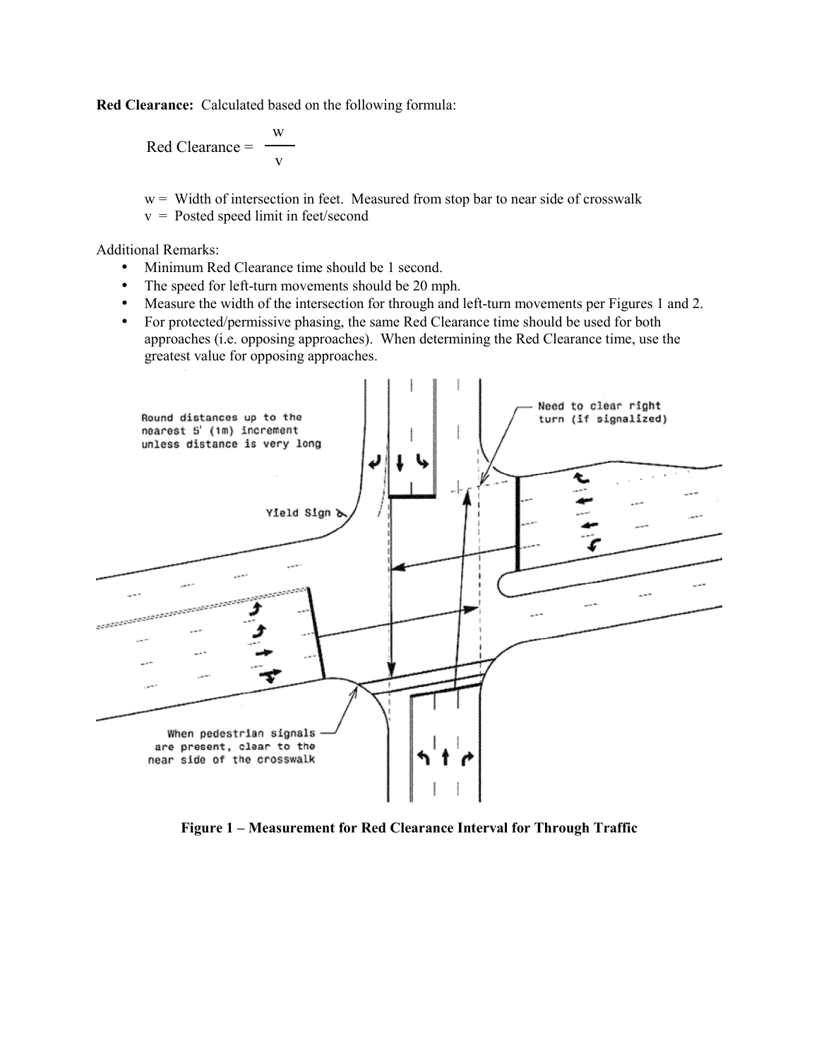**Red Clearance:** Calculated based on the following formula:

$$\text{Red Clearance} = \frac{w}{v}$$

w = Width of intersection in feet. Measured from stop bar to near side of crosswalk
v = Posted speed limit in feet/second

Additional Remarks:

- Minimum Red Clearance time should be 1 second.
- The speed for left-turn movements should be 20 mph.
- Measure the width of the intersection for through and left-turn movements per Figures 1 and 2.
- For protected/permissive phasing, the same Red Clearance time should be used for both approaches (i.e. opposing approaches). When determining the Red Clearance time, use the greatest value for opposing approaches.

Round distances up to the nearest 5' (1m) increment unless distance is very long

Need to clear right turn (if signalized)

Yield Sign

When pedestrian signals are present, clear to the near side of the crosswalk

**Figure 1 – Measurement for Red Clearance Interval for Through Traffic**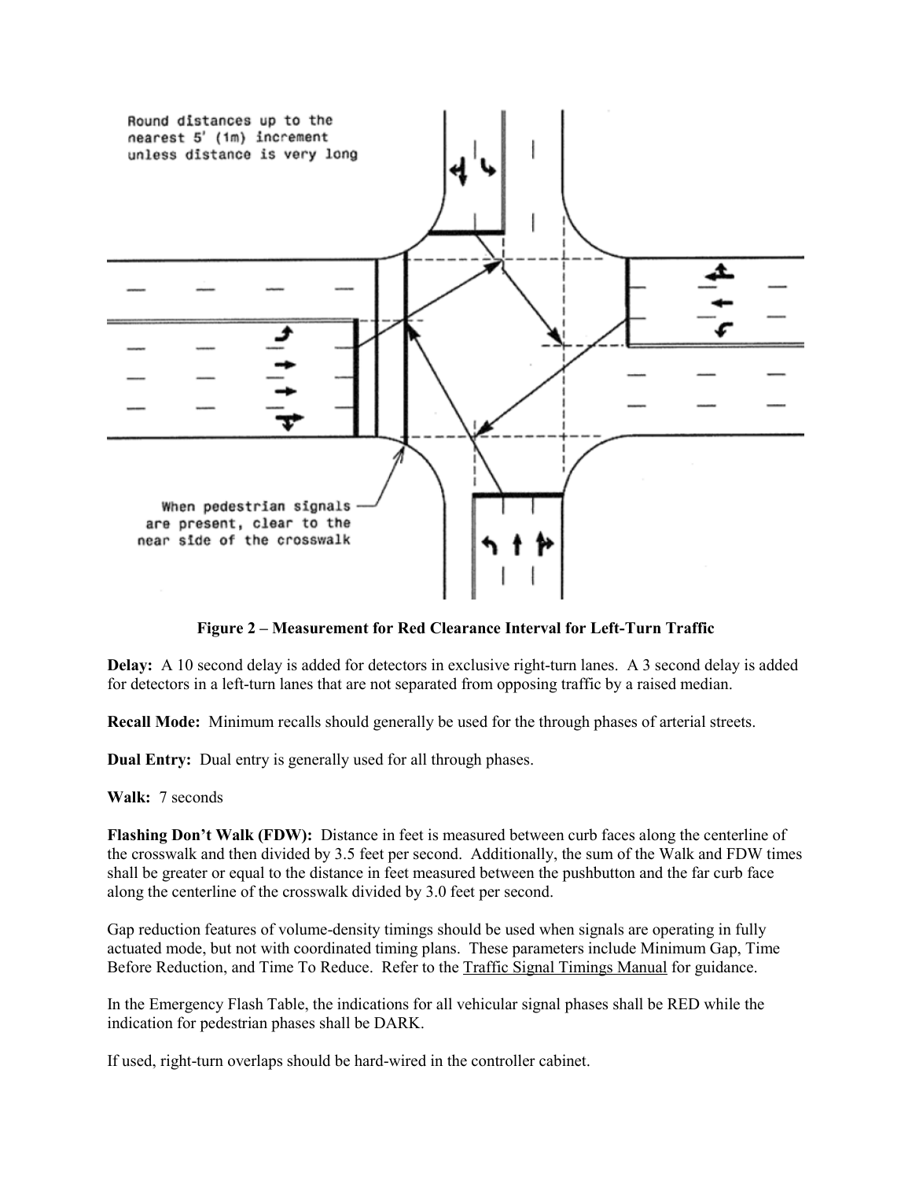Round distances up to the nearest 5' (1m) increment unless distance is very long

When pedestrian signals are present, clear to the near side of the crosswalk

**Figure 2 – Measurement for Red Clearance Interval for Left-Turn Traffic**

**Delay:** A 10 second delay is added for detectors in exclusive right-turn lanes. A 3 second delay is added for detectors in a left-turn lanes that are not separated from opposing traffic by a raised median.

**Recall Mode:** Minimum recalls should generally be used for the through phases of arterial streets.

**Dual Entry:** Dual entry is generally used for all through phases.

**Walk:** 7 seconds

**Flashing Don't Walk (FDW):** Distance in feet is measured between curb faces along the centerline of the crosswalk and then divided by 3.5 feet per second. Additionally, the sum of the Walk and FDW times shall be greater or equal to the distance in feet measured between the pushbutton and the far curb face along the centerline of the crosswalk divided by 3.0 feet per second.

Gap reduction features of volume-density timings should be used when signals are operating in fully actuated mode, but not with coordinated timing plans. These parameters include Minimum Gap, Time Before Reduction, and Time To Reduce. Refer to the Traffic Signal Timings Manual for guidance.

In the Emergency Flash Table, the indications for all vehicular signal phases shall be RED while the indication for pedestrian phases shall be DARK.

If used, right-turn overlaps should be hard-wired in the controller cabinet.